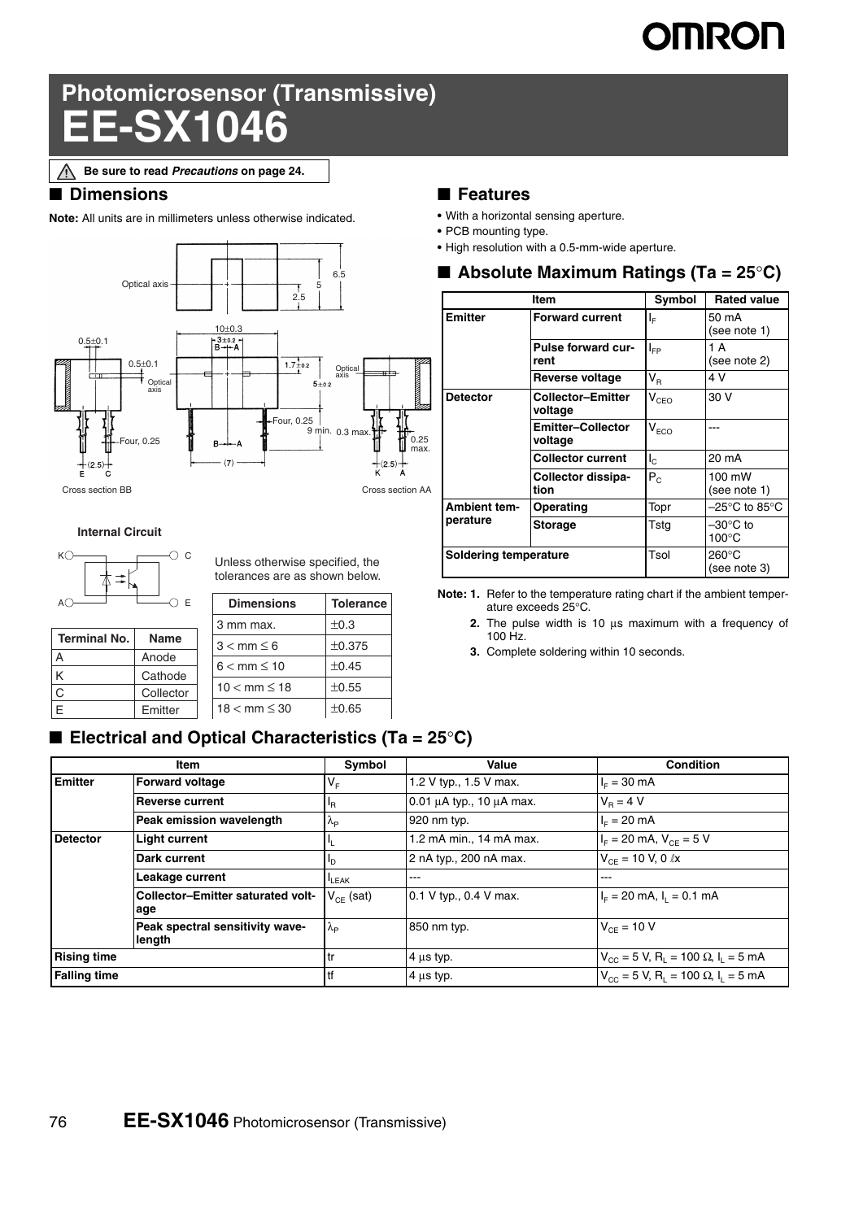# Photomicrosensor (Transmissive)

# EE-SX1046

⚠ Be sure to read *Precautions* on page 24.

## ■ Dimensions

**Note:** All units are in millimeters unless otherwise indicated.

Optical axis

6.5, 5, 2.5

10±0.3, 3±0.2, B, A, 0.5±0.1, 0.5±0.1, Optical axis, 1.7±0.2, Optical axis, 5±0.2, Four, 0.25, Four, 0.25, 9 min., 0.3 max., 0.25 max., (2.5), (7), (2.5), E C, K A

Cross section BB

Cross section AA

**Internal Circuit**

K, C, A, E

| Terminal No. | Name |
|---|---|
| A | Anode |
| K | Cathode |
| C | Collector |
| E | Emitter |

Unless otherwise specified, the tolerances are as shown below.

| Dimensions | Tolerance |
|---|---|
| 3 mm max. | ±0.3 |
| 3 < mm ≤ 6 | ±0.375 |
| 6 < mm ≤ 10 | ±0.45 |
| 10 < mm ≤ 18 | ±0.55 |
| 18 < mm ≤ 30 | ±0.65 |

## ■ Features

- With a horizontal sensing aperture.
- PCB mounting type.
- High resolution with a 0.5-mm-wide aperture.

## ■ Absolute Maximum Ratings (Ta = 25°C)

| Item | | Symbol | Rated value |
|---|---|---|---|
| **Emitter** | **Forward current** | $I_F$ | 50 mA (see note 1) |
| | **Pulse forward current** | $I_{FP}$ | 1 A (see note 2) |
| | **Reverse voltage** | $V_R$ | 4 V |
| **Detector** | **Collector–Emitter voltage** | $V_{CEO}$ | 30 V |
| | **Emitter–Collector voltage** | $V_{ECO}$ | --- |
| | **Collector current** | $I_C$ | 20 mA |
| | **Collector dissipation** | $P_C$ | 100 mW (see note 1) |
| **Ambient temperature** | **Operating** | Topr | –25°C to 85°C |
| | **Storage** | Tstg | –30°C to 100°C |
| **Soldering temperature** | | Tsol | 260°C (see note 3) |

**Note: 1.** Refer to the temperature rating chart if the ambient temperature exceeds 25°C.

**2.** The pulse width is 10 μs maximum with a frequency of 100 Hz.

**3.** Complete soldering within 10 seconds.

## ■ Electrical and Optical Characteristics (Ta = 25°C)

| Item | | Symbol | Value | Condition |
|---|---|---|---|---|
| **Emitter** | **Forward voltage** | $V_F$ | 1.2 V typ., 1.5 V max. | $I_F$ = 30 mA |
| | **Reverse current** | $I_R$ | 0.01 μA typ., 10 μA max. | $V_R$ = 4 V |
| | **Peak emission wavelength** | $\lambda_P$ | 920 nm typ. | $I_F$ = 20 mA |
| **Detector** | **Light current** | $I_L$ | 1.2 mA min., 14 mA max. | $I_F$ = 20 mA, $V_{CE}$ = 5 V |
| | **Dark current** | $I_D$ | 2 nA typ., 200 nA max. | $V_{CE}$ = 10 V, 0 ℓx |
| | **Leakage current** | $I_{LEAK}$ | --- | --- |
| | **Collector–Emitter saturated voltage** | $V_{CE}$ (sat) | 0.1 V typ., 0.4 V max. | $I_F$ = 20 mA, $I_L$ = 0.1 mA |
| | **Peak spectral sensitivity wavelength** | $\lambda_P$ | 850 nm typ. | $V_{CE}$ = 10 V |
| **Rising time** | | tr | 4 μs typ. | $V_{CC}$ = 5 V, $R_L$ = 100 Ω, $I_L$ = 5 mA |
| **Falling time** | | tf | 4 μs typ. | $V_{CC}$ = 5 V, $R_L$ = 100 Ω, $I_L$ = 5 mA |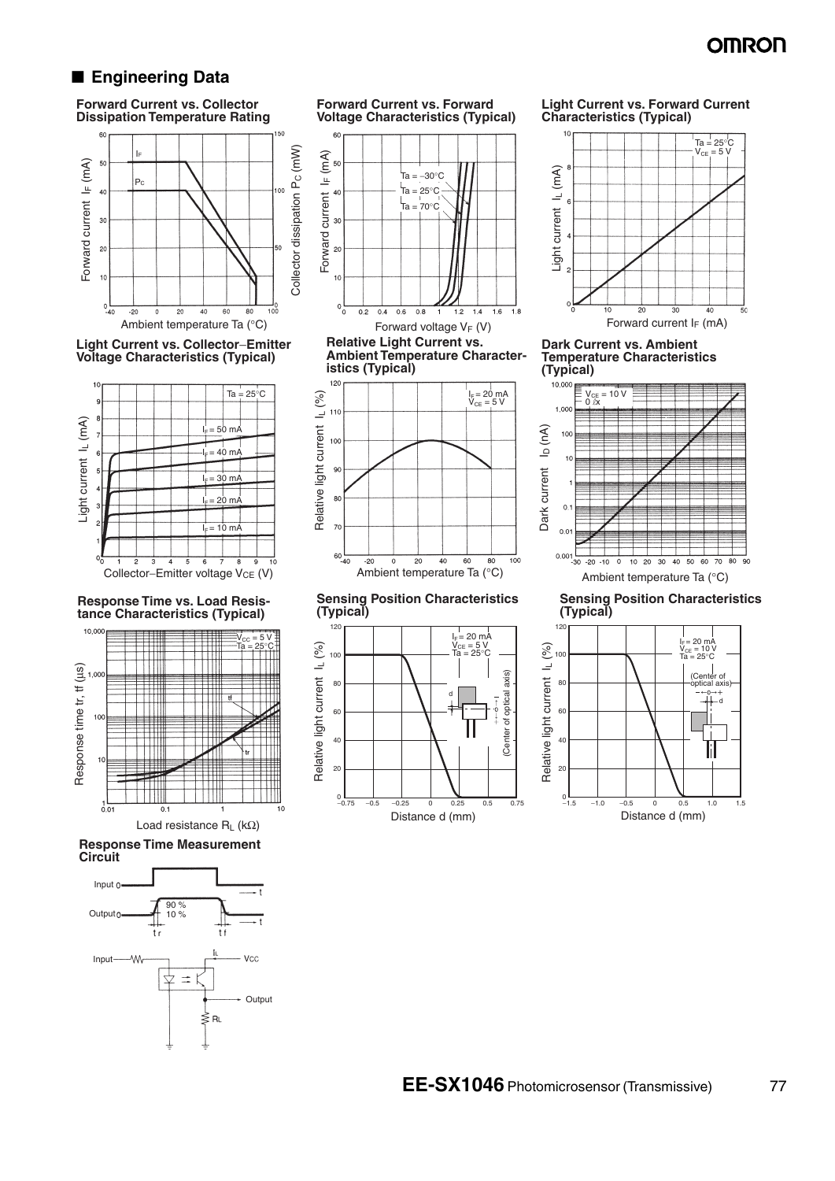## ■ Engineering Data

**Forward Current vs. Collector Dissipation Temperature Rating**

Forward current $I_F$ (mA)
Collector dissipation $P_C$ (mW)
Ambient temperature Ta (°C)
$I_F$
$P_C$
60, 50, 40, 30, 20, 10, 0
150, 100, 50, 0
-40, -20, 0, 20, 40, 60, 80, 100

**Forward Current vs. Forward Voltage Characteristics (Typical)**

Forward current $I_F$ (mA)
Forward voltage $V_F$ (V)
Ta = −30°C
Ta = 25°C
Ta = 70°C
60, 50, 40, 30, 20, 10, 0
0, 0.2, 0.4, 0.6, 0.8, 1, 1.2, 1.4, 1.6, 1.8

**Light Current vs. Forward Current Characteristics (Typical)**

Light current $I_L$ (mA)
Forward current $I_F$ (mA)
Ta = 25°C
$V_{CE}$ = 5 V
10, 8, 6, 4, 2, 0
0, 10, 20, 30, 40, 50

**Light Current vs. Collector−Emitter Voltage Characteristics (Typical)**

Light current $I_L$ (mA)
Collector−Emitter voltage $V_{CE}$ (V)
Ta = 25°C
$I_F$ = 50 mA
$I_F$ = 40 mA
$I_F$ = 30 mA
$I_F$ = 20 mA
$I_F$ = 10 mA
10, 9, 8, 7, 6, 5, 4, 3, 2, 1, 0
0, 1, 2, 3, 4, 5, 6, 7, 8, 9, 10

**Relative Light Current vs. Ambient Temperature Characteristics (Typical)**

Relative light current $I_L$ (%)
Ambient temperature Ta (°C)
$I_F$ = 20 mA
$V_{CE}$ = 5 V
120, 110, 100, 90, 80, 70, 60
-40, -20, 0, 20, 40, 60, 80, 100

**Dark Current vs. Ambient Temperature Characteristics (Typical)**

Dark current $I_D$ (nA)
Ambient temperature Ta (°C)
$V_{CE}$ = 10 V
0 ℓx
10,000, 1,000, 100, 10, 1, 0.1, 0.01, 0.001
-30, -20, -10, 0, 10, 20, 30, 40, 50, 60, 70, 80, 90

**Response Time vs. Load Resistance Characteristics (Typical)**

Response time tr, tf (μs)
Load resistance $R_L$ (kΩ)
$V_{CC}$ = 5 V
Ta = 25°C
tf
tr
10,000, 1,000, 100, 10, 1
0.01, 0.1, 1, 10

**Sensing Position Characteristics (Typical)**

Relative light current $I_L$ (%)
Distance d (mm)
$I_F$ = 20 mA
$V_{CE}$ = 5 V
Ta = 25°C
d
(Center of optical axis)
120, 100, 80, 60, 40, 20, 0
−0.75, −0.5, −0.25, 0, 0.25, 0.5, 0.75

**Sensing Position Characteristics (Typical)**

Relative light current $I_L$ (%)
Distance d (mm)
$I_F$ = 20 mA
$V_{CE}$ = 10 V
Ta = 25°C
(Center of optical axis)
d
120, 100, 80, 60, 40, 20, 0
−1.5, −1.0, −0.5, 0, 0.5, 1.0, 1.5

**Response Time Measurement Circuit**

Input 0
Output 0
90 %
10 %
t
tr
tf
Input
$I_L$
Vcc
Output
$R_L$

**EE-SX1046** Photomicrosensor (Transmissive)